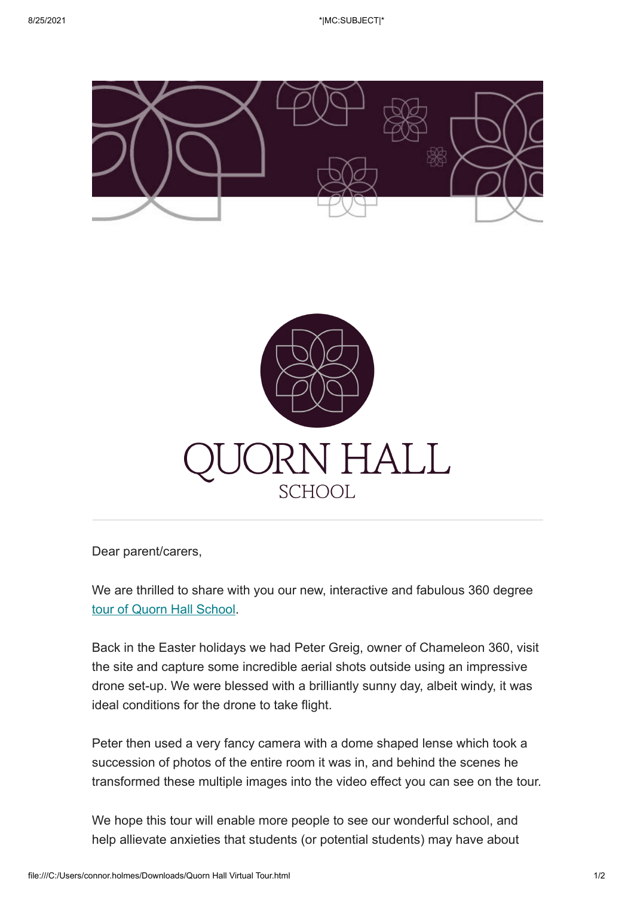# QUORN HALL
## SCHOOL

Dear parent/carers,

We are thrilled to share with you our new, interactive and fabulous 360 degree tour of Quorn Hall School.

Back in the Easter holidays we had Peter Greig, owner of Chameleon 360, visit the site and capture some incredible aerial shots outside using an impressive drone set-up. We were blessed with a brilliantly sunny day, albeit windy, it was ideal conditions for the drone to take flight.

Peter then used a very fancy camera with a dome shaped lense which took a succession of photos of the entire room it was in, and behind the scenes he transformed these multiple images into the video effect you can see on the tour.

We hope this tour will enable more people to see our wonderful school, and help allevate anxieties that students (or potential students) may have about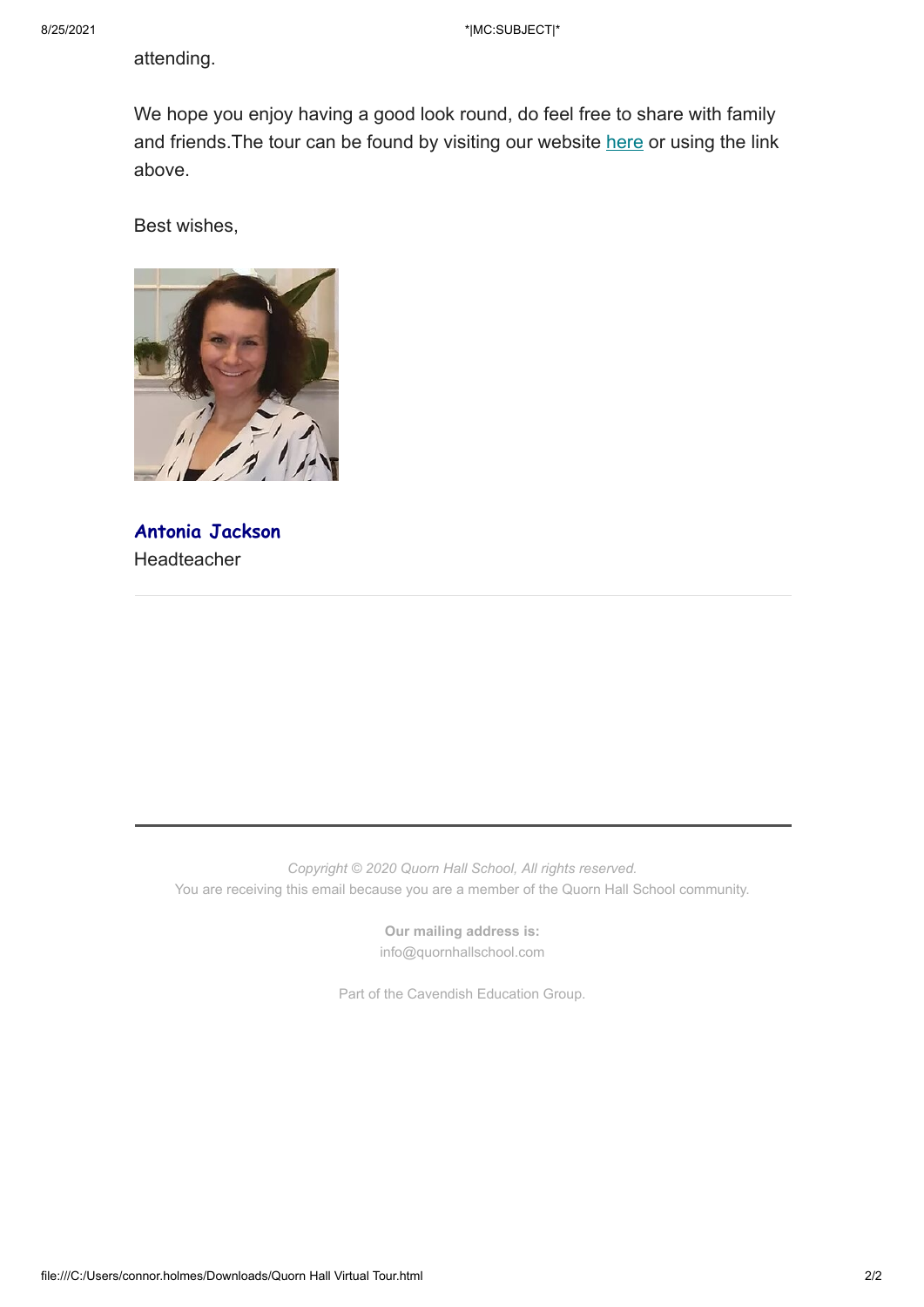attending.

We hope you enjoy having a good look round, do feel free to share with family and friends.The tour can be found by visiting our website here or using the link above.

Best wishes,

**Antonia Jackson**
Headteacher

---

*Copyright © 2020 Quorn Hall School, All rights reserved.*
You are receiving this email because you are a member of the Quorn Hall School community.

**Our mailing address is:**
info@quornhallschool.com

Part of the Cavendish Education Group.